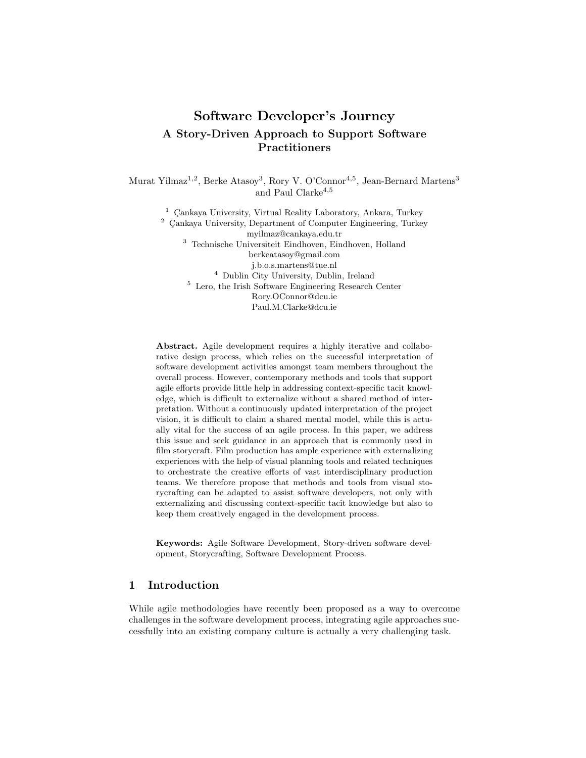# Software Developer's Journey

## A Story-Driven Approach to Support Software Practitioners

Murat Yilmaz[1,2], Berke Atasoy[3], Rory V. O'Connor[4,5], Jean-Bernard Martens[3] and Paul Clarke[4,5]

[1] Çankaya University, Virtual Reality Laboratory, Ankara, Turkey
[2] Çankaya University, Department of Computer Engineering, Turkey
myilmaz@cankaya.edu.tr
[3] Technische Universiteit Eindhoven, Eindhoven, Holland
berkeatasoy@gmail.com
j.b.o.s.martens@tue.nl
[4] Dublin City University, Dublin, Ireland
[5] Lero, the Irish Software Engineering Research Center
Rory.OConnor@dcu.ie
Paul.M.Clarke@dcu.ie

**Abstract.** Agile development requires a highly iterative and collaborative design process, which relies on the successful interpretation of software development activities amongst team members throughout the overall process. However, contemporary methods and tools that support agile efforts provide little help in addressing context-specific tacit knowledge, which is difficult to externalize without a shared method of interpretation. Without a continuously updated interpretation of the project vision, it is difficult to claim a shared mental model, while this is actually vital for the success of an agile process. In this paper, we address this issue and seek guidance in an approach that is commonly used in film storycraft. Film production has ample experience with externalizing experiences with the help of visual planning tools and related techniques to orchestrate the creative efforts of vast interdisciplinary production teams. We therefore propose that methods and tools from visual storycrafting can be adapted to assist software developers, not only with externalizing and discussing context-specific tacit knowledge but also to keep them creatively engaged in the development process.

**Keywords:** Agile Software Development, Story-driven software development, Storycrafting, Software Development Process.

## 1 Introduction

While agile methodologies have recently been proposed as a way to overcome challenges in the software development process, integrating agile approaches successfully into an existing company culture is actually a very challenging task.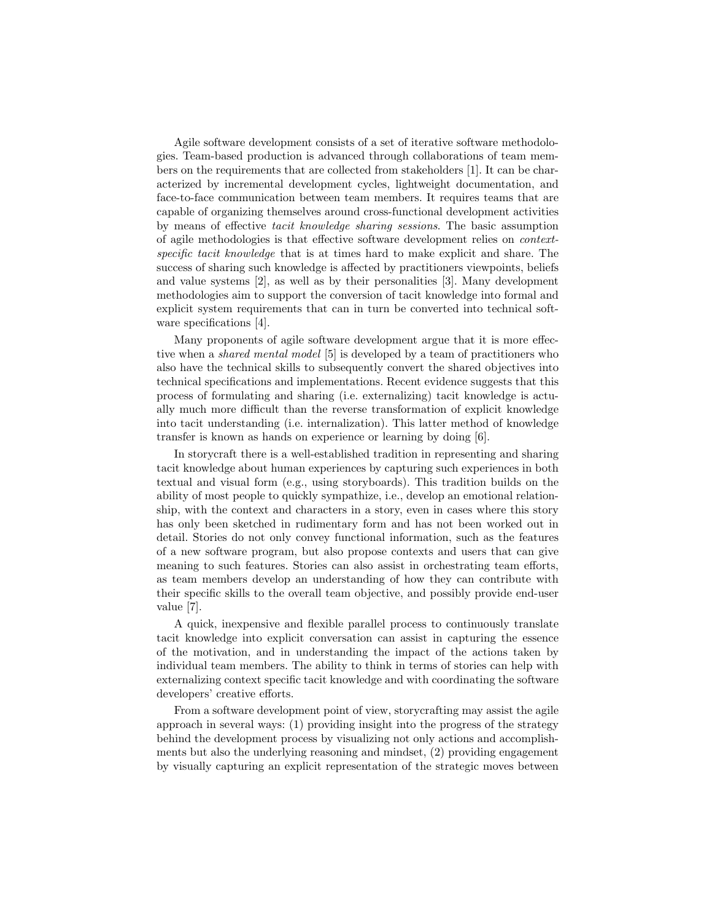Agile software development consists of a set of iterative software methodologies. Team-based production is advanced through collaborations of team members on the requirements that are collected from stakeholders [1]. It can be characterized by incremental development cycles, lightweight documentation, and face-to-face communication between team members. It requires teams that are capable of organizing themselves around cross-functional development activities by means of effective *tacit knowledge sharing sessions*. The basic assumption of agile methodologies is that effective software development relies on *context-specific tacit knowledge* that is at times hard to make explicit and share. The success of sharing such knowledge is affected by practitioners viewpoints, beliefs and value systems [2], as well as by their personalities [3]. Many development methodologies aim to support the conversion of tacit knowledge into formal and explicit system requirements that can in turn be converted into technical software specifications [4].

Many proponents of agile software development argue that it is more effective when a *shared mental model* [5] is developed by a team of practitioners who also have the technical skills to subsequently convert the shared objectives into technical specifications and implementations. Recent evidence suggests that this process of formulating and sharing (i.e. externalizing) tacit knowledge is actually much more difficult than the reverse transformation of explicit knowledge into tacit understanding (i.e. internalization). This latter method of knowledge transfer is known as hands on experience or learning by doing [6].

In storycraft there is a well-established tradition in representing and sharing tacit knowledge about human experiences by capturing such experiences in both textual and visual form (e.g., using storyboards). This tradition builds on the ability of most people to quickly sympathize, i.e., develop an emotional relationship, with the context and characters in a story, even in cases where this story has only been sketched in rudimentary form and has not been worked out in detail. Stories do not only convey functional information, such as the features of a new software program, but also propose contexts and users that can give meaning to such features. Stories can also assist in orchestrating team efforts, as team members develop an understanding of how they can contribute with their specific skills to the overall team objective, and possibly provide end-user value [7].

A quick, inexpensive and flexible parallel process to continuously translate tacit knowledge into explicit conversation can assist in capturing the essence of the motivation, and in understanding the impact of the actions taken by individual team members. The ability to think in terms of stories can help with externalizing context specific tacit knowledge and with coordinating the software developers' creative efforts.

From a software development point of view, storycrafting may assist the agile approach in several ways: (1) providing insight into the progress of the strategy behind the development process by visualizing not only actions and accomplishments but also the underlying reasoning and mindset, (2) providing engagement by visually capturing an explicit representation of the strategic moves between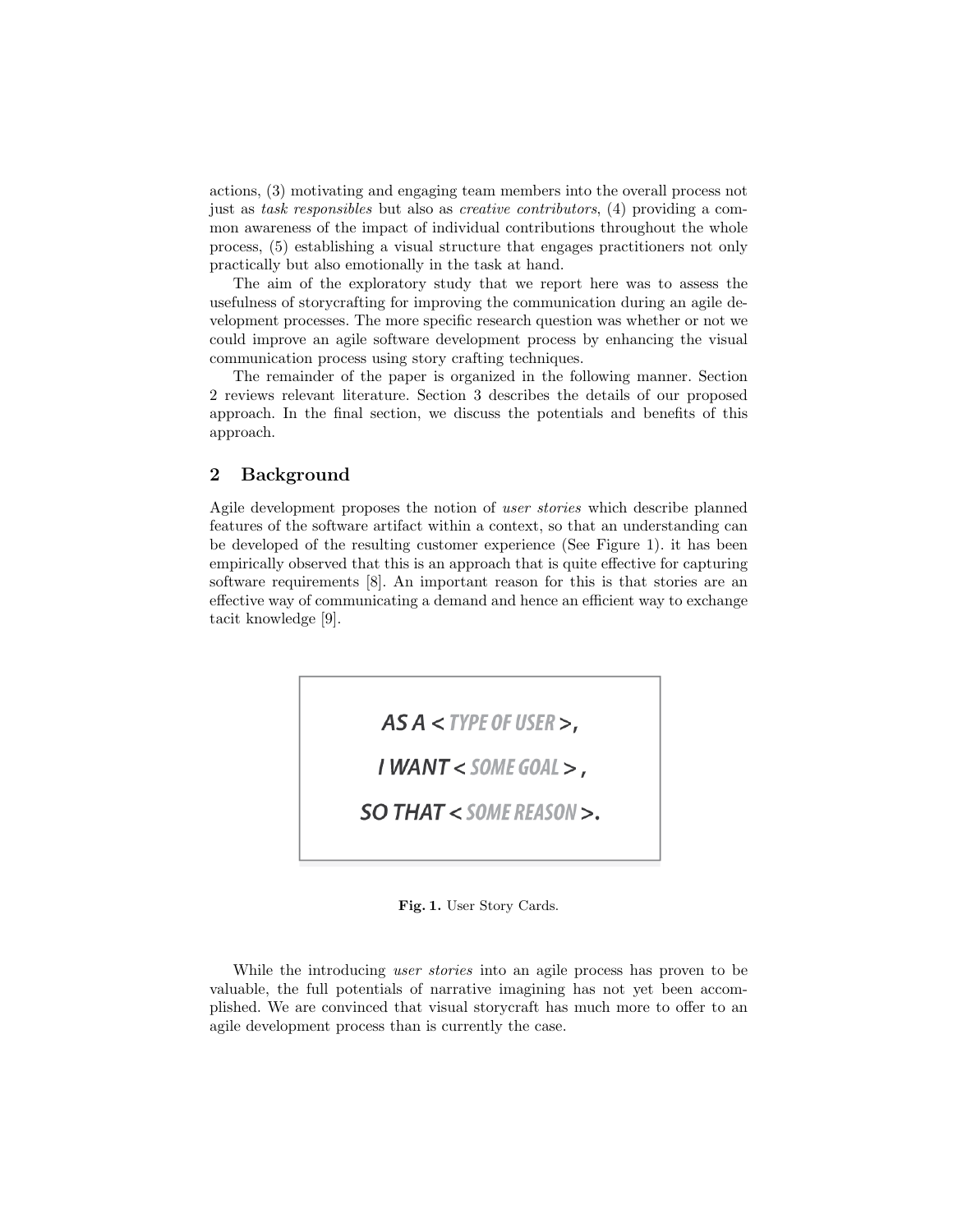actions, (3) motivating and engaging team members into the overall process not just as *task responsibles* but also as *creative contributors*, (4) providing a common awareness of the impact of individual contributions throughout the whole process, (5) establishing a visual structure that engages practitioners not only practically but also emotionally in the task at hand.

The aim of the exploratory study that we report here was to assess the usefulness of storycrafting for improving the communication during an agile development processes. The more specific research question was whether or not we could improve an agile software development process by enhancing the visual communication process using story crafting techniques.

The remainder of the paper is organized in the following manner. Section 2 reviews relevant literature. Section 3 describes the details of our proposed approach. In the final section, we discuss the potentials and benefits of this approach.

## 2 Background

Agile development proposes the notion of *user stories* which describe planned features of the software artifact within a context, so that an understanding can be developed of the resulting customer experience (See Figure 1). it has been empirically observed that this is an approach that is quite effective for capturing software requirements [8]. An important reason for this is that stories are an effective way of communicating a demand and hence an efficient way to exchange tacit knowledge [9].

**AS A <** TYPE OF USER **>,**

**I WANT <** SOME GOAL **> ,**

**SO THAT <** SOME REASON **>.**

**Fig. 1.** User Story Cards.

While the introducing *user stories* into an agile process has proven to be valuable, the full potentials of narrative imagining has not yet been accomplished. We are convinced that visual storycraft has much more to offer to an agile development process than is currently the case.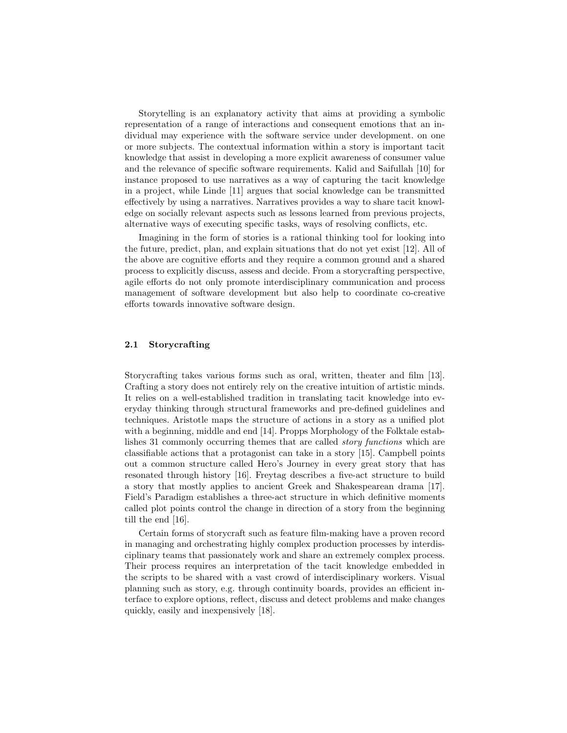Storytelling is an explanatory activity that aims at providing a symbolic representation of a range of interactions and consequent emotions that an individual may experience with the software service under development. on one or more subjects. The contextual information within a story is important tacit knowledge that assist in developing a more explicit awareness of consumer value and the relevance of specific software requirements. Kalid and Saifullah [10] for instance proposed to use narratives as a way of capturing the tacit knowledge in a project, while Linde [11] argues that social knowledge can be transmitted effectively by using a narratives. Narratives provides a way to share tacit knowledge on socially relevant aspects such as lessons learned from previous projects, alternative ways of executing specific tasks, ways of resolving conflicts, etc.

Imagining in the form of stories is a rational thinking tool for looking into the future, predict, plan, and explain situations that do not yet exist [12]. All of the above are cognitive efforts and they require a common ground and a shared process to explicitly discuss, assess and decide. From a storycrafting perspective, agile efforts do not only promote interdisciplinary communication and process management of software development but also help to coordinate co-creative efforts towards innovative software design.

### 2.1 Storycrafting

Storycrafting takes various forms such as oral, written, theater and film [13]. Crafting a story does not entirely rely on the creative intuition of artistic minds. It relies on a well-established tradition in translating tacit knowledge into everyday thinking through structural frameworks and pre-defined guidelines and techniques. Aristotle maps the structure of actions in a story as a unified plot with a beginning, middle and end [14]. Propps Morphology of the Folktale establishes 31 commonly occurring themes that are called *story functions* which are classifiable actions that a protagonist can take in a story [15]. Campbell points out a common structure called Hero's Journey in every great story that has resonated through history [16]. Freytag describes a five-act structure to build a story that mostly applies to ancient Greek and Shakespearean drama [17]. Field's Paradigm establishes a three-act structure in which definitive moments called plot points control the change in direction of a story from the beginning till the end [16].

Certain forms of storycraft such as feature film-making have a proven record in managing and orchestrating highly complex production processes by interdisciplinary teams that passionately work and share an extremely complex process. Their process requires an interpretation of the tacit knowledge embedded in the scripts to be shared with a vast crowd of interdisciplinary workers. Visual planning such as story, e.g. through continuity boards, provides an efficient interface to explore options, reflect, discuss and detect problems and make changes quickly, easily and inexpensively [18].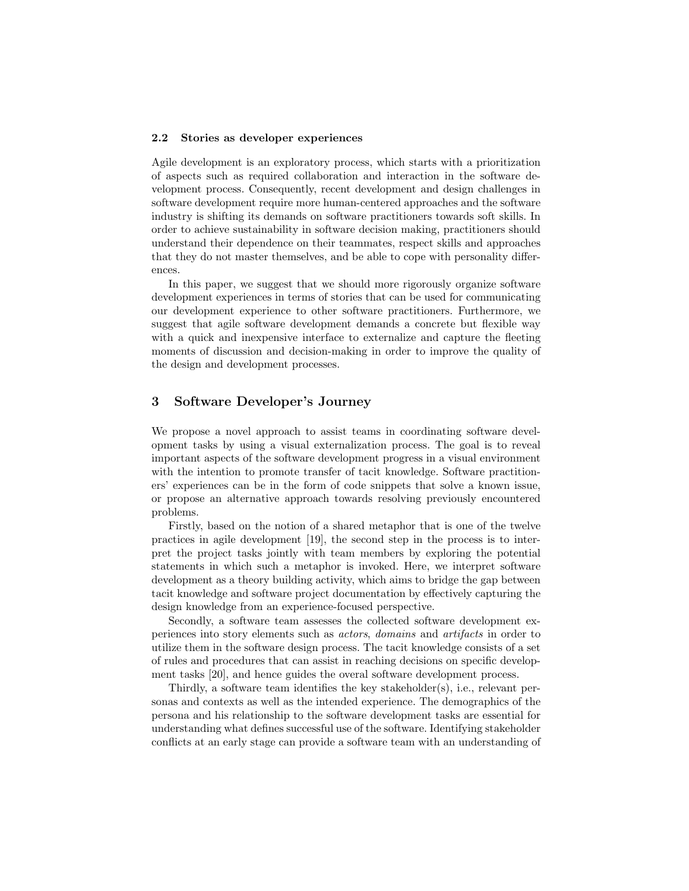### 2.2 Stories as developer experiences

Agile development is an exploratory process, which starts with a prioritization of aspects such as required collaboration and interaction in the software development process. Consequently, recent development and design challenges in software development require more human-centered approaches and the software industry is shifting its demands on software practitioners towards soft skills. In order to achieve sustainability in software decision making, practitioners should understand their dependence on their teammates, respect skills and approaches that they do not master themselves, and be able to cope with personality differences.

In this paper, we suggest that we should more rigorously organize software development experiences in terms of stories that can be used for communicating our development experience to other software practitioners. Furthermore, we suggest that agile software development demands a concrete but flexible way with a quick and inexpensive interface to externalize and capture the fleeting moments of discussion and decision-making in order to improve the quality of the design and development processes.

## 3 Software Developer's Journey

We propose a novel approach to assist teams in coordinating software development tasks by using a visual externalization process. The goal is to reveal important aspects of the software development progress in a visual environment with the intention to promote transfer of tacit knowledge. Software practitioners' experiences can be in the form of code snippets that solve a known issue, or propose an alternative approach towards resolving previously encountered problems.

Firstly, based on the notion of a shared metaphor that is one of the twelve practices in agile development [19], the second step in the process is to interpret the project tasks jointly with team members by exploring the potential statements in which such a metaphor is invoked. Here, we interpret software development as a theory building activity, which aims to bridge the gap between tacit knowledge and software project documentation by effectively capturing the design knowledge from an experience-focused perspective.

Secondly, a software team assesses the collected software development experiences into story elements such as *actors*, *domains* and *artifacts* in order to utilize them in the software design process. The tacit knowledge consists of a set of rules and procedures that can assist in reaching decisions on specific development tasks [20], and hence guides the overal software development process.

Thirdly, a software team identifies the key stakeholder(s), i.e., relevant personas and contexts as well as the intended experience. The demographics of the persona and his relationship to the software development tasks are essential for understanding what defines successful use of the software. Identifying stakeholder conflicts at an early stage can provide a software team with an understanding of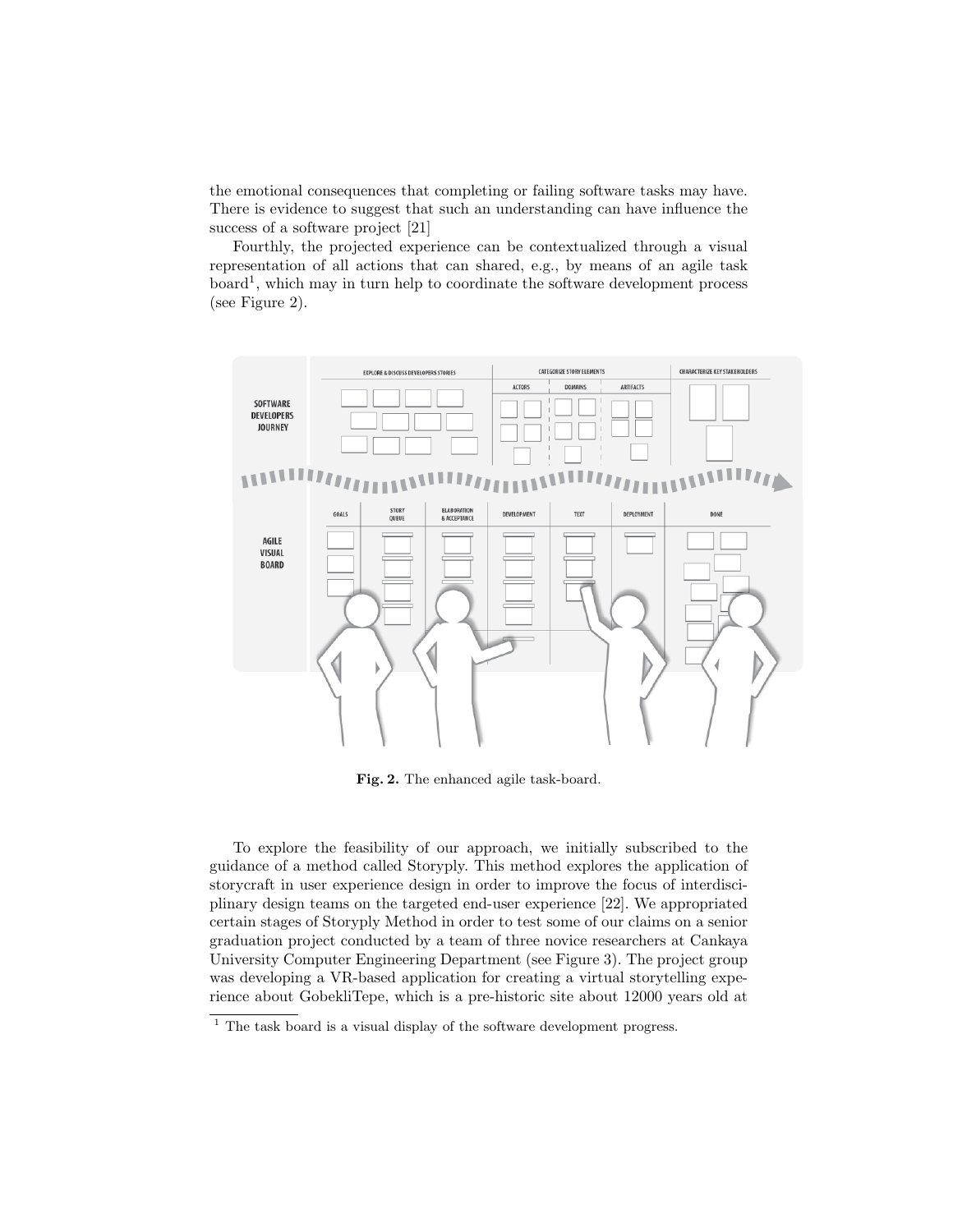the emotional consequences that completing or failing software tasks may have. There is evidence to suggest that such an understanding can have influence the success of a software project [21]

Fourthly, the projected experience can be contextualized through a visual representation of all actions that can shared, e.g., by means of an agile task board[1], which may in turn help to coordinate the software development process (see Figure 2).

**Fig. 2.** The enhanced agile task-board.

To explore the feasibility of our approach, we initially subscribed to the guidance of a method called Storyply. This method explores the application of storycraft in user experience design in order to improve the focus of interdisciplinary design teams on the targeted end-user experience [22]. We appropriated certain stages of Storyply Method in order to test some of our claims on a senior graduation project conducted by a team of three novice researchers at Cankaya University Computer Engineering Department (see Figure 3). The project group was developing a VR-based application for creating a virtual storytelling experience about GobekliTepe, which is a pre-historic site about 12000 years old at

[1] The task board is a visual display of the software development progress.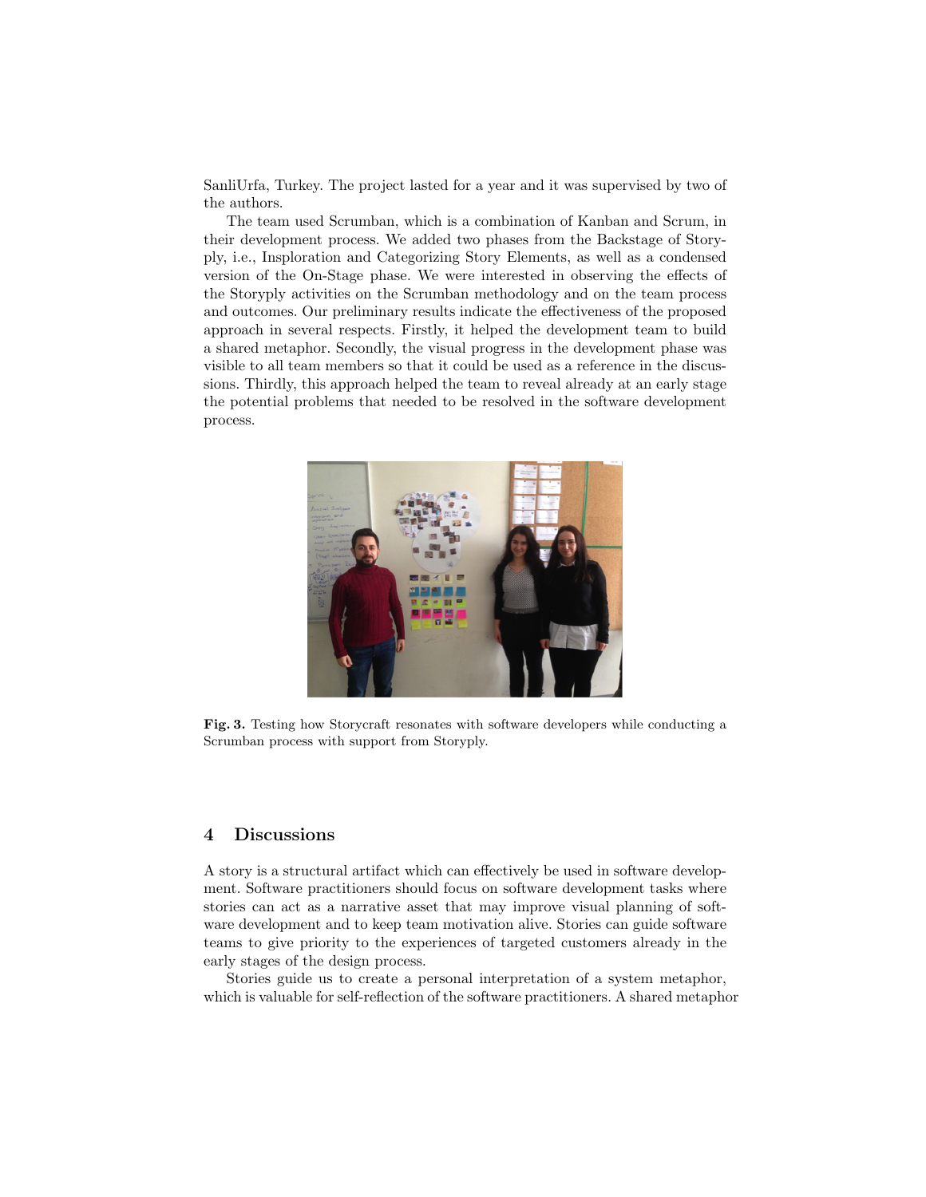SanliUrfa, Turkey. The project lasted for a year and it was supervised by two of the authors.

The team used Scrumban, which is a combination of Kanban and Scrum, in their development process. We added two phases from the Backstage of Storyply, i.e., Insploration and Categorizing Story Elements, as well as a condensed version of the On-Stage phase. We were interested in observing the effects of the Storyply activities on the Scrumban methodology and on the team process and outcomes. Our preliminary results indicate the effectiveness of the proposed approach in several respects. Firstly, it helped the development team to build a shared metaphor. Secondly, the visual progress in the development phase was visible to all team members so that it could be used as a reference in the discussions. Thirdly, this approach helped the team to reveal already at an early stage the potential problems that needed to be resolved in the software development process.

**Fig. 3.** Testing how Storycraft resonates with software developers while conducting a Scrumban process with support from Storyply.

## 4 Discussions

A story is a structural artifact which can effectively be used in software development. Software practitioners should focus on software development tasks where stories can act as a narrative asset that may improve visual planning of software development and to keep team motivation alive. Stories can guide software teams to give priority to the experiences of targeted customers already in the early stages of the design process.

Stories guide us to create a personal interpretation of a system metaphor, which is valuable for self-reflection of the software practitioners. A shared metaphor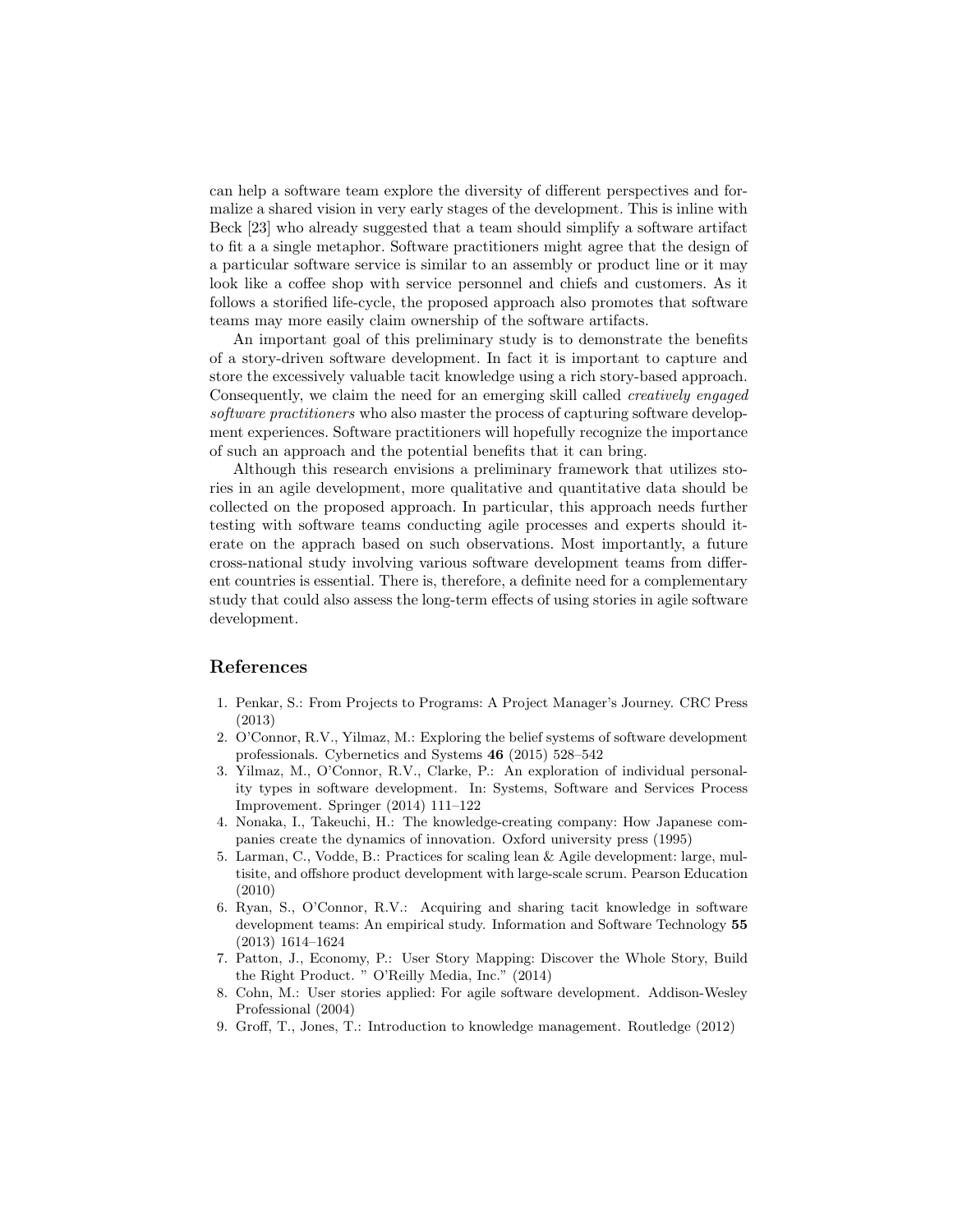can help a software team explore the diversity of different perspectives and formalize a shared vision in very early stages of the development. This is inline with Beck [23] who already suggested that a team should simplify a software artifact to fit a a single metaphor. Software practitioners might agree that the design of a particular software service is similar to an assembly or product line or it may look like a coffee shop with service personnel and chiefs and customers. As it follows a storified life-cycle, the proposed approach also promotes that software teams may more easily claim ownership of the software artifacts.

An important goal of this preliminary study is to demonstrate the benefits of a story-driven software development. In fact it is important to capture and store the excessively valuable tacit knowledge using a rich story-based approach. Consequently, we claim the need for an emerging skill called *creatively engaged software practitioners* who also master the process of capturing software development experiences. Software practitioners will hopefully recognize the importance of such an approach and the potential benefits that it can bring.

Although this research envisions a preliminary framework that utilizes stories in an agile development, more qualitative and quantitative data should be collected on the proposed approach. In particular, this approach needs further testing with software teams conducting agile processes and experts should iterate on the apprach based on such observations. Most importantly, a future cross-national study involving various software development teams from different countries is essential. There is, therefore, a definite need for a complementary study that could also assess the long-term effects of using stories in agile software development.

## References

1. Penkar, S.: From Projects to Programs: A Project Manager's Journey. CRC Press (2013)
2. O'Connor, R.V., Yilmaz, M.: Exploring the belief systems of software development professionals. Cybernetics and Systems **46** (2015) 528–542
3. Yilmaz, M., O'Connor, R.V., Clarke, P.: An exploration of individual personality types in software development. In: Systems, Software and Services Process Improvement. Springer (2014) 111–122
4. Nonaka, I., Takeuchi, H.: The knowledge-creating company: How Japanese companies create the dynamics of innovation. Oxford university press (1995)
5. Larman, C., Vodde, B.: Practices for scaling lean & Agile development: large, multisite, and offshore product development with large-scale scrum. Pearson Education (2010)
6. Ryan, S., O'Connor, R.V.: Acquiring and sharing tacit knowledge in software development teams: An empirical study. Information and Software Technology **55** (2013) 1614–1624
7. Patton, J., Economy, P.: User Story Mapping: Discover the Whole Story, Build the Right Product. " O'Reilly Media, Inc." (2014)
8. Cohn, M.: User stories applied: For agile software development. Addison-Wesley Professional (2004)
9. Groff, T., Jones, T.: Introduction to knowledge management. Routledge (2012)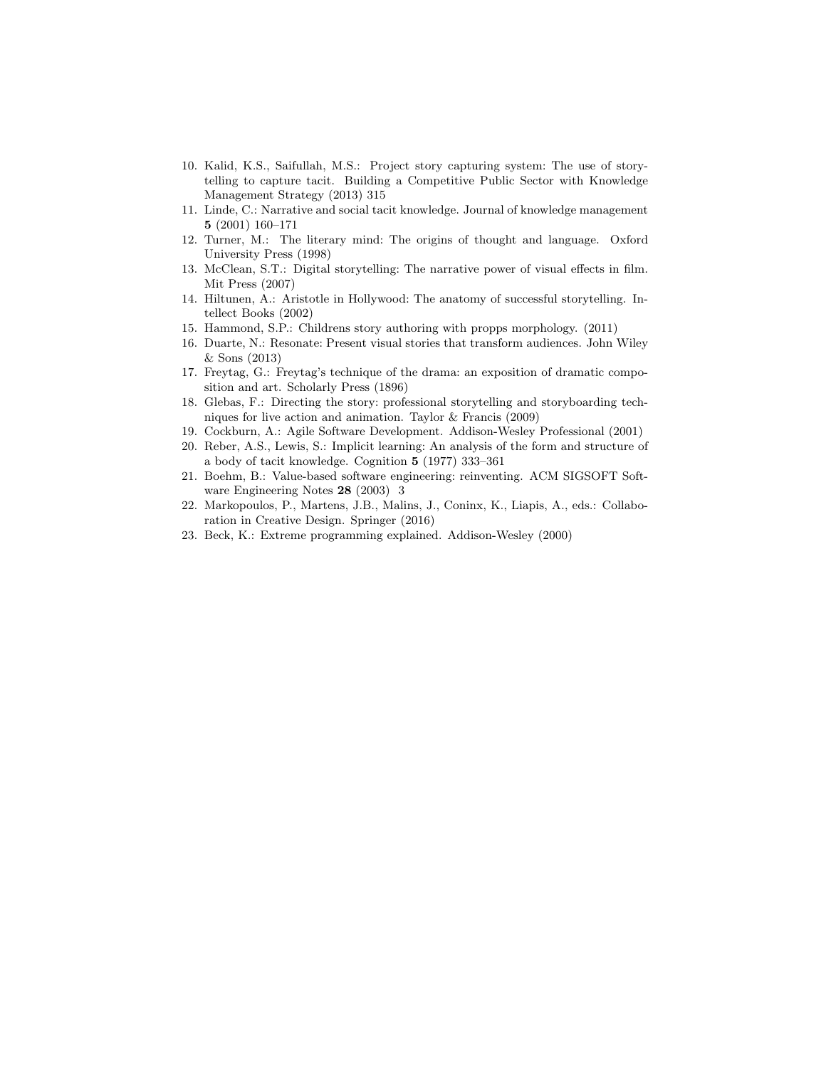10. Kalid, K.S., Saifullah, M.S.: Project story capturing system: The use of storytelling to capture tacit. Building a Competitive Public Sector with Knowledge Management Strategy (2013) 315
11. Linde, C.: Narrative and social tacit knowledge. Journal of knowledge management **5** (2001) 160–171
12. Turner, M.: The literary mind: The origins of thought and language. Oxford University Press (1998)
13. McClean, S.T.: Digital storytelling: The narrative power of visual effects in film. Mit Press (2007)
14. Hiltunen, A.: Aristotle in Hollywood: The anatomy of successful storytelling. Intellect Books (2002)
15. Hammond, S.P.: Childrens story authoring with propps morphology. (2011)
16. Duarte, N.: Resonate: Present visual stories that transform audiences. John Wiley & Sons (2013)
17. Freytag, G.: Freytag's technique of the drama: an exposition of dramatic composition and art. Scholarly Press (1896)
18. Glebas, F.: Directing the story: professional storytelling and storyboarding techniques for live action and animation. Taylor & Francis (2009)
19. Cockburn, A.: Agile Software Development. Addison-Wesley Professional (2001)
20. Reber, A.S., Lewis, S.: Implicit learning: An analysis of the form and structure of a body of tacit knowledge. Cognition **5** (1977) 333–361
21. Boehm, B.: Value-based software engineering: reinventing. ACM SIGSOFT Software Engineering Notes **28** (2003) 3
22. Markopoulos, P., Martens, J.B., Malins, J., Coninx, K., Liapis, A., eds.: Collaboration in Creative Design. Springer (2016)
23. Beck, K.: Extreme programming explained. Addison-Wesley (2000)